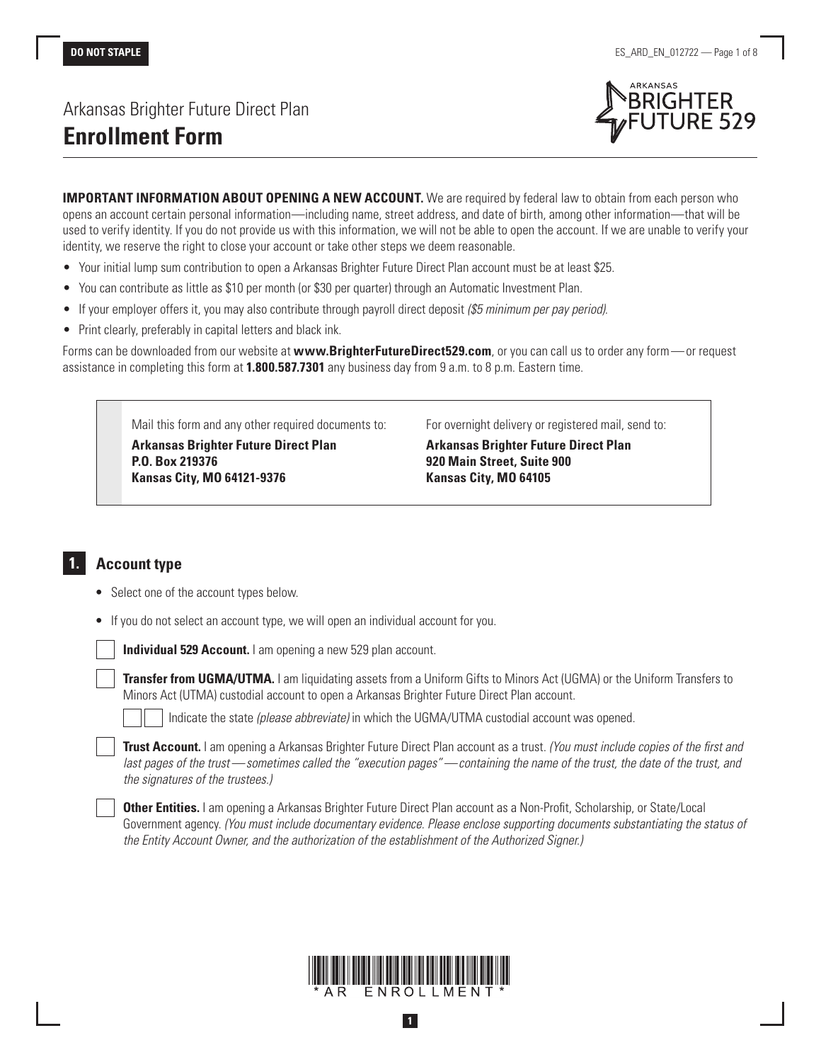**DO NOT STAPLE**

Arkansas Brighter Future Direct Plan

# Enrollment Form

**IMPORTANT INFORMATION ABOUT OPENING A NEW ACCOUNT.** We are required by federal law to obtain from each person who opens an account certain personal information—including name, street address, and date of birth, among other information—that will be used to verify identity. If you do not provide us with this information, we will not be able to open the account. If we are unable to verify your identity, we reserve the right to close your account or take other steps we deem reasonable.

- Your initial lump sum contribution to open a Arkansas Brighter Future Direct Plan account must be at least $25.
- You can contribute as little as $10 per month (or $30 per quarter) through an Automatic Investment Plan.
- If your employer offers it, you may also contribute through payroll direct deposit *($5 minimum per pay period).*
- Print clearly, preferably in capital letters and black ink.

Forms can be downloaded from our website at **www.BrighterFutureDirect529.com**, or you can call us to order any form — or request assistance in completing this form at **1.800.587.7301** any business day from 9 a.m. to 8 p.m. Eastern time.

Mail this form and any other required documents to:

**Arkansas Brighter Future Direct Plan**
**P.O. Box 219376**
**Kansas City, MO 64121-9376**

For overnight delivery or registered mail, send to:

**Arkansas Brighter Future Direct Plan**
**920 Main Street, Suite 900**
**Kansas City, MO 64105**

## 1. Account type

- Select one of the account types below.
- If you do not select an account type, we will open an individual account for you.

☐ **Individual 529 Account.** I am opening a new 529 plan account.

☐ **Transfer from UGMA/UTMA.** I am liquidating assets from a Uniform Gifts to Minors Act (UGMA) or the Uniform Transfers to Minors Act (UTMA) custodial account to open a Arkansas Brighter Future Direct Plan account.

☐☐ Indicate the state *(please abbreviate)* in which the UGMA/UTMA custodial account was opened.

☐ **Trust Account.** I am opening a Arkansas Brighter Future Direct Plan account as a trust. *(You must include copies of the first and last pages of the trust — sometimes called the "execution pages" — containing the name of the trust, the date of the trust, and the signatures of the trustees.)*

☐ **Other Entities.** I am opening a Arkansas Brighter Future Direct Plan account as a Non-Profit, Scholarship, or State/Local Government agency. *(You must include documentary evidence. Please enclose supporting documents substantiating the status of the Entity Account Owner, and the authorization of the establishment of the Authorized Signer.)*

*AR ENROLLMENT*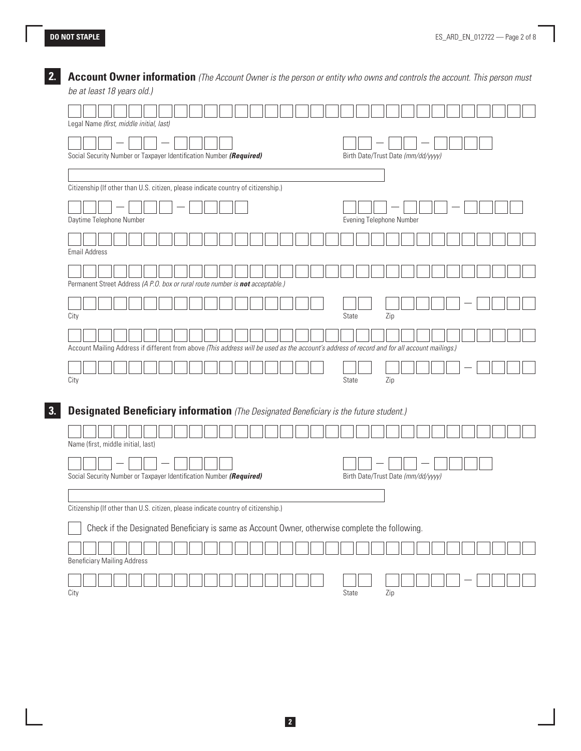## 2. **Account Owner information** *(The Account Owner is the person or entity who owns and controls the account. This person must be at least 18 years old.)*

Legal Name *(first, middle initial, last)*

Social Security Number or Taxpayer Identification Number ***(Required)***

Birth Date/Trust Date *(mm/dd/yyyy)*

Citizenship (If other than U.S. citizen, please indicate country of citizenship.)

Daytime Telephone Number

Evening Telephone Number

Email Address

Permanent Street Address *(A P.O. box or rural route number is **not** acceptable.)*

City

State

Zip

Account Mailing Address if different from above *(This address will be used as the account's address of record and for all account mailings.)*

City

State

Zip

## 3. **Designated Beneficiary information** *(The Designated Beneficiary is the future student.)*

Name (first, middle initial, last)

Social Security Number or Taxpayer Identification Number ***(Required)***

Birth Date/Trust Date *(mm/dd/yyyy)*

Citizenship (If other than U.S. citizen, please indicate country of citizenship.)

☐ Check if the Designated Beneficiary is same as Account Owner, otherwise complete the following.

Beneficiary Mailing Address

City

State

Zip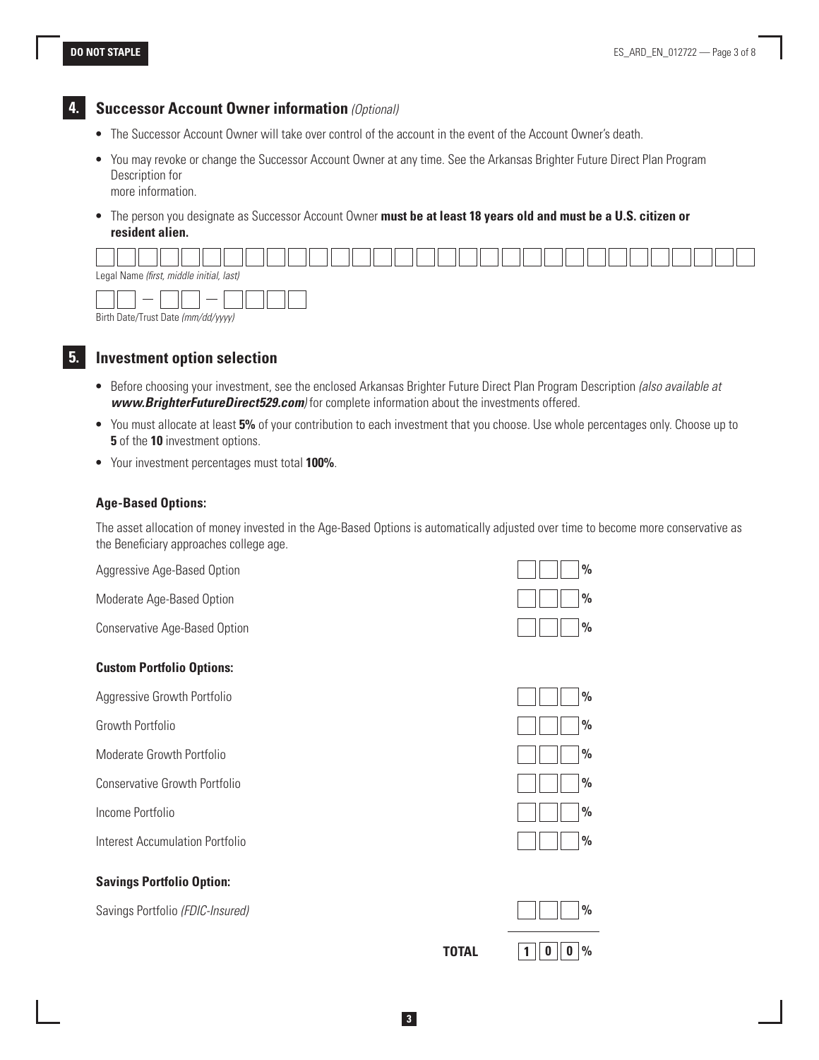## 4. Successor Account Owner information *(Optional)*

- The Successor Account Owner will take over control of the account in the event of the Account Owner's death.
- You may revoke or change the Successor Account Owner at any time. See the Arkansas Brighter Future Direct Plan Program Description for more information.
- The person you designate as Successor Account Owner **must be at least 18 years old and must be a U.S. citizen or resident alien.**

Legal Name *(first, middle initial, last)*

Birth Date/Trust Date *(mm/dd/yyyy)*

## 5. Investment option selection

- Before choosing your investment, see the enclosed Arkansas Brighter Future Direct Plan Program Description *(also available at* ***www.BrighterFutureDirect529.com****)* for complete information about the investments offered.
- You must allocate at least **5%** of your contribution to each investment that you choose. Use whole percentages only. Choose up to **5** of the **10** investment options.
- Your investment percentages must total **100%**.

### Age-Based Options:

The asset allocation of money invested in the Age-Based Options is automatically adjusted over time to become more conservative as the Beneficiary approaches college age.

| | |
|---|---|
| Aggressive Age-Based Option | % |
| Moderate Age-Based Option | % |
| Conservative Age-Based Option | % |

### Custom Portfolio Options:

| | |
|---|---|
| Aggressive Growth Portfolio | % |
| Growth Portfolio | % |
| Moderate Growth Portfolio | % |
| Conservative Growth Portfolio | % |
| Income Portfolio | % |
| Interest Accumulation Portfolio | % |

### Savings Portfolio Option:

| | |
|---|---|
| Savings Portfolio *(FDIC-Insured)* | % |
| **TOTAL** | 100 % |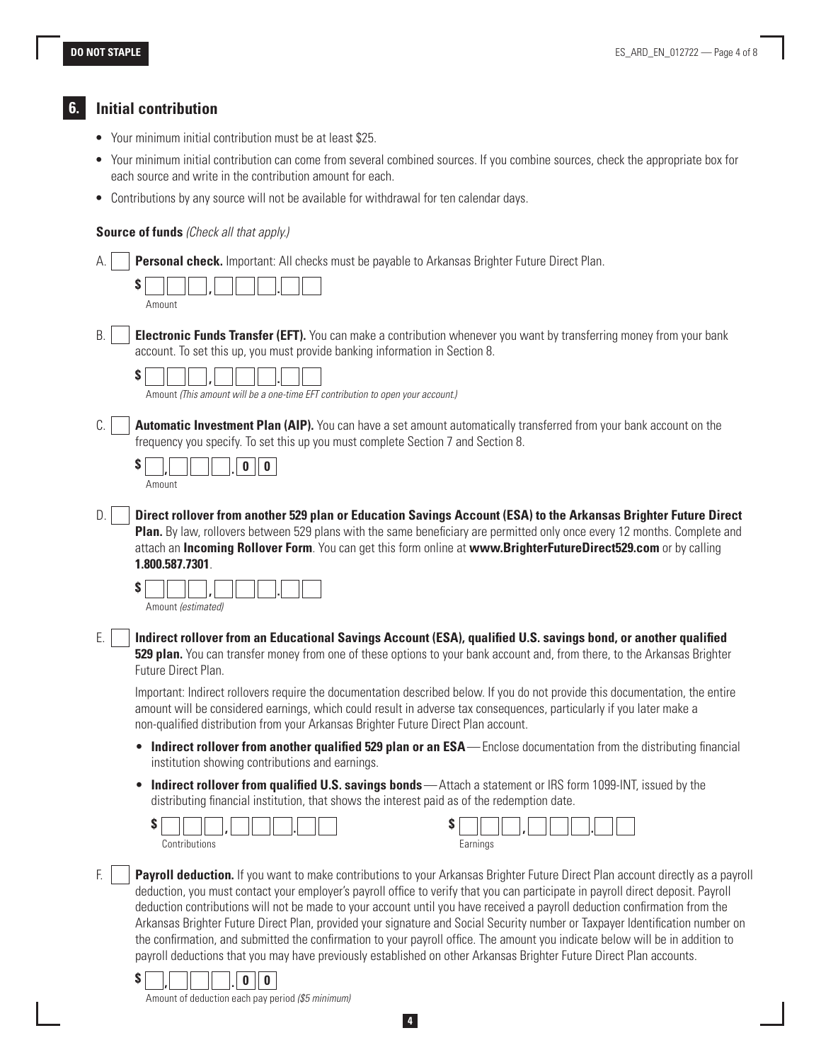DO NOT STAPLE

## 6. Initial contribution

- Your minimum initial contribution must be at least $25.
- Your minimum initial contribution can come from several combined sources. If you combine sources, check the appropriate box for each source and write in the contribution amount for each.
- Contributions by any source will not be available for withdrawal for ten calendar days.

**Source of funds** *(Check all that apply.)*

A. ☐ **Personal check.** Important: All checks must be payable to Arkansas Brighter Future Direct Plan.

$ ___ , ___ . __
Amount

B. ☐ **Electronic Funds Transfer (EFT).** You can make a contribution whenever you want by transferring money from your bank account. To set this up, you must provide banking information in Section 8.

$ ___ , ___ . __
Amount *(This amount will be a one-time EFT contribution to open your account.)*

C. ☐ **Automatic Investment Plan (AIP).** You can have a set amount automatically transferred from your bank account on the frequency you specify. To set this up you must complete Section 7 and Section 8.

$ _ , ___ . 0 0
Amount

D. ☐ **Direct rollover from another 529 plan or Education Savings Account (ESA) to the Arkansas Brighter Future Direct Plan.** By law, rollovers between 529 plans with the same beneficiary are permitted only once every 12 months. Complete and attach an **Incoming Rollover Form**. You can get this form online at **www.BrighterFutureDirect529.com** or by calling **1.800.587.7301**.

$ ___ , ___ . __
Amount *(estimated)*

E. ☐ **Indirect rollover from an Educational Savings Account (ESA), qualified U.S. savings bond, or another qualified 529 plan.** You can transfer money from one of these options to your bank account and, from there, to the Arkansas Brighter Future Direct Plan.

Important: Indirect rollovers require the documentation described below. If you do not provide this documentation, the entire amount will be considered earnings, which could result in adverse tax consequences, particularly if you later make a non-qualified distribution from your Arkansas Brighter Future Direct Plan account.

- **Indirect rollover from another qualified 529 plan or an ESA** — Enclose documentation from the distributing financial institution showing contributions and earnings.
- **Indirect rollover from qualified U.S. savings bonds** — Attach a statement or IRS form 1099-INT, issued by the distributing financial institution, that shows the interest paid as of the redemption date.

$ ___ , ___ . __
Contributions

$ ___ , ___ . __
Earnings

F. ☐ **Payroll deduction.** If you want to make contributions to your Arkansas Brighter Future Direct Plan account directly as a payroll deduction, you must contact your employer's payroll office to verify that you can participate in payroll direct deposit. Payroll deduction contributions will not be made to your account until you have received a payroll deduction confirmation from the Arkansas Brighter Future Direct Plan, provided your signature and Social Security number or Taxpayer Identification number on the confirmation, and submitted the confirmation to your payroll office. The amount you indicate below will be in addition to payroll deductions that you may have previously established on other Arkansas Brighter Future Direct Plan accounts.

$ _ , ___ . 0 0
Amount of deduction each pay period *($5 minimum)*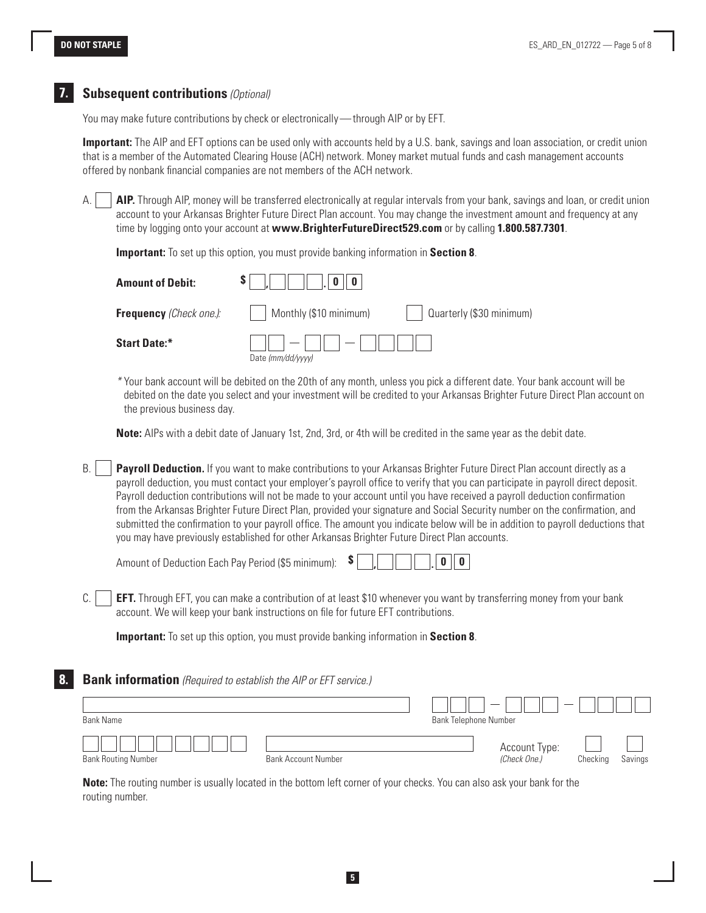## 7. Subsequent contributions *(Optional)*

You may make future contributions by check or electronically — through AIP or by EFT.

**Important:** The AIP and EFT options can be used only with accounts held by a U.S. bank, savings and loan association, or credit union that is a member of the Automated Clearing House (ACH) network. Money market mutual funds and cash management accounts offered by nonbank financial companies are not members of the ACH network.

A. ☐ **AIP.** Through AIP, money will be transferred electronically at regular intervals from your bank, savings and loan, or credit union account to your Arkansas Brighter Future Direct Plan account. You may change the investment amount and frequency at any time by logging onto your account at **www.BrighterFutureDirect529.com** or by calling **1.800.587.7301**.

**Important:** To set up this option, you must provide banking information in **Section 8**.

**Amount of Debit:** $ ___,___ ___ ___.0 0

**Frequency** *(Check one.)*: ☐ Monthly ($10 minimum) ☐ Quarterly ($30 minimum)

**Start Date:*** ___ ___ – ___ ___ – ___ ___ ___ ___
Date *(mm/dd/yyyy)*

\* Your bank account will be debited on the 20th of any month, unless you pick a different date. Your bank account will be debited on the date you select and your investment will be credited to your Arkansas Brighter Future Direct Plan account on the previous business day.

**Note:** AIPs with a debit date of January 1st, 2nd, 3rd, or 4th will be credited in the same year as the debit date.

B. ☐ **Payroll Deduction.** If you want to make contributions to your Arkansas Brighter Future Direct Plan account directly as a payroll deduction, you must contact your employer's payroll office to verify that you can participate in payroll direct deposit. Payroll deduction contributions will not be made to your account until you have received a payroll deduction confirmation from the Arkansas Brighter Future Direct Plan, provided your signature and Social Security number on the confirmation, and submitted the confirmation to your payroll office. The amount you indicate below will be in addition to payroll deductions that you may have previously established for other Arkansas Brighter Future Direct Plan accounts.

Amount of Deduction Each Pay Period ($5 minimum): $ ___,___ ___ ___.0 0

C. ☐ **EFT.** Through EFT, you can make a contribution of at least $10 whenever you want by transferring money from your bank account. We will keep your bank instructions on file for future EFT contributions.

**Important:** To set up this option, you must provide banking information in **Section 8**.

## 8. Bank information *(Required to establish the AIP or EFT service.)*

Bank Name: ______________________

Bank Telephone Number: ___ ___ ___ – ___ ___ ___ – ___ ___ ___ ___

Bank Routing Number: ___ ___ ___ ___ ___ ___ ___ ___ ___

Bank Account Number: ______________________

Account Type: *(Check One.)* ☐ Checking ☐ Savings

**Note:** The routing number is usually located in the bottom left corner of your checks. You can also ask your bank for the routing number.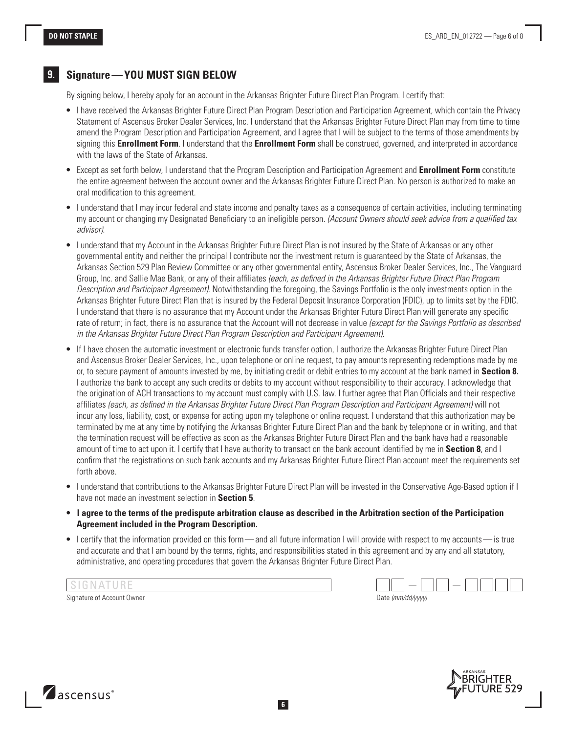**DO NOT STAPLE**

## 9. Signature — YOU MUST SIGN BELOW

By signing below, I hereby apply for an account in the Arkansas Brighter Future Direct Plan Program. I certify that:

- I have received the Arkansas Brighter Future Direct Plan Program Description and Participation Agreement, which contain the Privacy Statement of Ascensus Broker Dealer Services, Inc. I understand that the Arkansas Brighter Future Direct Plan may from time to time amend the Program Description and Participation Agreement, and I agree that I will be subject to the terms of those amendments by signing this **Enrollment Form**. I understand that the **Enrollment Form** shall be construed, governed, and interpreted in accordance with the laws of the State of Arkansas.
- Except as set forth below, I understand that the Program Description and Participation Agreement and **Enrollment Form** constitute the entire agreement between the account owner and the Arkansas Brighter Future Direct Plan. No person is authorized to make an oral modification to this agreement.
- I understand that I may incur federal and state income and penalty taxes as a consequence of certain activities, including terminating my account or changing my Designated Beneficiary to an ineligible person. *(Account Owners should seek advice from a qualified tax advisor).*
- I understand that my Account in the Arkansas Brighter Future Direct Plan is not insured by the State of Arkansas or any other governmental entity and neither the principal I contribute nor the investment return is guaranteed by the State of Arkansas, the Arkansas Section 529 Plan Review Committee or any other governmental entity, Ascensus Broker Dealer Services, Inc., The Vanguard Group, Inc. and Sallie Mae Bank, or any of their affiliates *(each, as defined in the Arkansas Brighter Future Direct Plan Program Description and Participant Agreement)*. Notwithstanding the foregoing, the Savings Portfolio is the only investments option in the Arkansas Brighter Future Direct Plan that is insured by the Federal Deposit Insurance Corporation (FDIC), up to limits set by the FDIC. I understand that there is no assurance that my Account under the Arkansas Brighter Future Direct Plan will generate any specific rate of return; in fact, there is no assurance that the Account will not decrease in value *(except for the Savings Portfolio as described in the Arkansas Brighter Future Direct Plan Program Description and Participant Agreement).*
- If I have chosen the automatic investment or electronic funds transfer option, I authorize the Arkansas Brighter Future Direct Plan and Ascensus Broker Dealer Services, Inc., upon telephone or online request, to pay amounts representing redemptions made by me or, to secure payment of amounts invested by me, by initiating credit or debit entries to my account at the bank named in **Section 8**. I authorize the bank to accept any such credits or debits to my account without responsibility to their accuracy. I acknowledge that the origination of ACH transactions to my account must comply with U.S. law. I further agree that Plan Officials and their respective affiliates *(each, as defined in the Arkansas Brighter Future Direct Plan Program Description and Participant Agreement)* will not incur any loss, liability, cost, or expense for acting upon my telephone or online request. I understand that this authorization may be terminated by me at any time by notifying the Arkansas Brighter Future Direct Plan and the bank by telephone or in writing, and that the termination request will be effective as soon as the Arkansas Brighter Future Direct Plan and the bank have had a reasonable amount of time to act upon it. I certify that I have authority to transact on the bank account identified by me in **Section 8**, and I confirm that the registrations on such bank accounts and my Arkansas Brighter Future Direct Plan account meet the requirements set forth above.
- I understand that contributions to the Arkansas Brighter Future Direct Plan will be invested in the Conservative Age-Based option if I have not made an investment selection in **Section 5**.
- **I agree to the terms of the predispute arbitration clause as described in the Arbitration section of the Participation Agreement included in the Program Description.**
- I certify that the information provided on this form — and all future information I will provide with respect to my accounts — is true and accurate and that I am bound by the terms, rights, and responsibilities stated in this agreement and by any and all statutory, administrative, and operating procedures that govern the Arkansas Brighter Future Direct Plan.

SIGNATURE

Signature of Account Owner

☐☐ – ☐☐ – ☐☐☐☐

Date *(mm/dd/yyyy)*